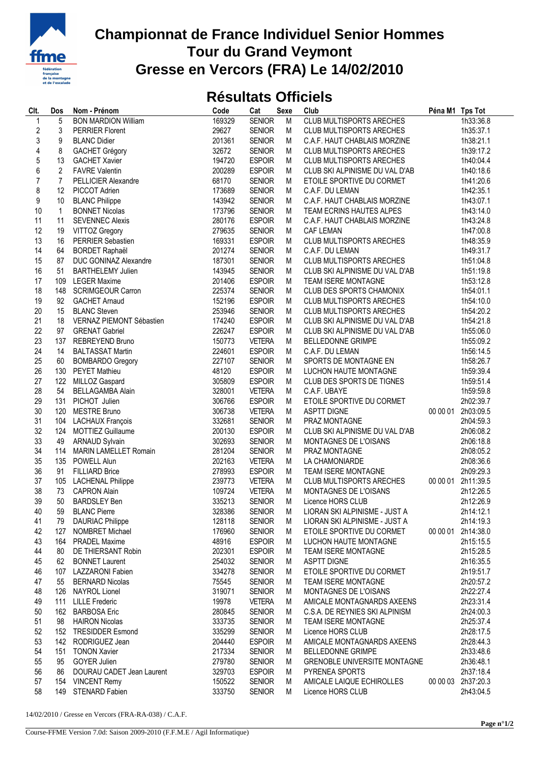# Championnat de France Individuel Senior Hommes
# Tour du Grand Veymont
# Gresse en Vercors (FRA) Le 14/02/2010

## Résultats Officiels

| Clt. | Dos | Nom - Prénom | Code | Cat | Sexe | Club | Péna M1 | Tps Tot |
|---|---|---|---|---|---|---|---|---|
| 1 | 5 | BON MARDION William | 169329 | SENIOR | M | CLUB MULTISPORTS ARECHES | | 1h33:36.8 |
| 2 | 3 | PERRIER Florent | 29627 | SENIOR | M | CLUB MULTISPORTS ARECHES | | 1h35:37.1 |
| 3 | 9 | BLANC Didier | 201361 | SENIOR | M | C.A.F. HAUT CHABLAIS MORZINE | | 1h38:21.1 |
| 4 | 8 | GACHET Grégory | 32672 | SENIOR | M | CLUB MULTISPORTS ARECHES | | 1h39:17.2 |
| 5 | 13 | GACHET Xavier | 194720 | ESPOIR | M | CLUB MULTISPORTS ARECHES | | 1h40:04.4 |
| 6 | 2 | FAVRE Valentin | 200289 | ESPOIR | M | CLUB SKI ALPINISME DU VAL D'AB | | 1h40:18.6 |
| 7 | 7 | PELLICIER Alexandre | 68170 | SENIOR | M | ETOILE SPORTIVE DU CORMET | | 1h41:20.6 |
| 8 | 12 | PICCOT Adrien | 173689 | SENIOR | M | C.A.F. DU LEMAN | | 1h42:35.1 |
| 9 | 10 | BLANC Philippe | 143942 | SENIOR | M | C.A.F. HAUT CHABLAIS MORZINE | | 1h43:07.1 |
| 10 | 1 | BONNET Nicolas | 173796 | SENIOR | M | TEAM ECRINS HAUTES ALPES | | 1h43:14.0 |
| 11 | 11 | SEVENNEC Alexis | 280176 | ESPOIR | M | C.A.F. HAUT CHABLAIS MORZINE | | 1h43:24.8 |
| 12 | 19 | VITTOZ Gregory | 279635 | SENIOR | M | CAF LEMAN | | 1h47:00.8 |
| 13 | 16 | PERRIER Sebastien | 169331 | ESPOIR | M | CLUB MULTISPORTS ARECHES | | 1h48:35.9 |
| 14 | 64 | BORDET Raphaël | 201274 | SENIOR | M | C.A.F. DU LEMAN | | 1h49:31.7 |
| 15 | 87 | DUC GONINAZ Alexandre | 187301 | SENIOR | M | CLUB MULTISPORTS ARECHES | | 1h51:04.8 |
| 16 | 51 | BARTHELEMY Julien | 143945 | SENIOR | M | CLUB SKI ALPINISME DU VAL D'AB | | 1h51:19.8 |
| 17 | 109 | LEGER Maxime | 201406 | ESPOIR | M | TEAM ISERE MONTAGNE | | 1h53:12.8 |
| 18 | 148 | SCRIMGEOUR Carron | 225374 | SENIOR | M | CLUB DES SPORTS CHAMONIX | | 1h54:01.1 |
| 19 | 92 | GACHET Arnaud | 152196 | ESPOIR | M | CLUB MULTISPORTS ARECHES | | 1h54:10.0 |
| 20 | 15 | BLANC Steven | 253946 | SENIOR | M | CLUB MULTISPORTS ARECHES | | 1h54:20.2 |
| 21 | 18 | VERNAZ PIEMONT Sébastien | 174240 | ESPOIR | M | CLUB SKI ALPINISME DU VAL D'AB | | 1h54:21.8 |
| 22 | 97 | GRENAT Gabriel | 226247 | ESPOIR | M | CLUB SKI ALPINISME DU VAL D'AB | | 1h55:06.0 |
| 23 | 137 | REBREYEND Bruno | 150773 | VETERA | M | BELLEDONNE GRIMPE | | 1h55:09.2 |
| 24 | 14 | BALTASSAT Martin | 224601 | ESPOIR | M | C.A.F. DU LEMAN | | 1h56:14.5 |
| 25 | 60 | BOMBARDO Gregory | 227107 | SENIOR | M | SPORTS DE MONTAGNE EN | | 1h58:26.7 |
| 26 | 130 | PEYET Mathieu | 48120 | ESPOIR | M | LUCHON HAUTE MONTAGNE | | 1h59:39.4 |
| 27 | 122 | MILLOZ Gaspard | 305809 | ESPOIR | M | CLUB DES SPORTS DE TIGNES | | 1h59:51.4 |
| 28 | 54 | BELLAGAMBA Alain | 328001 | VETERA | M | C.A.F. UBAYE | | 1h59:59.8 |
| 29 | 131 | PICHOT Julien | 306766 | ESPOIR | M | ETOILE SPORTIVE DU CORMET | | 2h02:39.7 |
| 30 | 120 | MESTRE Bruno | 306738 | VETERA | M | ASPTT DIGNE | 00 00 01 | 2h03:09.5 |
| 31 | 104 | LACHAUX François | 332681 | SENIOR | M | PRAZ MONTAGNE | | 2h04:59.3 |
| 32 | 124 | MOTTIEZ Guillaume | 200130 | ESPOIR | M | CLUB SKI ALPINISME DU VAL D'AB | | 2h06:08.2 |
| 33 | 49 | ARNAUD Sylvain | 302693 | SENIOR | M | MONTAGNES DE L'OISANS | | 2h06:18.8 |
| 34 | 114 | MARIN LAMELLET Romain | 281204 | SENIOR | M | PRAZ MONTAGNE | | 2h08:05.2 |
| 35 | 135 | POWELL Alun | 202163 | VETERA | M | LA CHAMONIARDE | | 2h08:36.6 |
| 36 | 91 | FILLIARD Brice | 278993 | ESPOIR | M | TEAM ISERE MONTAGNE | | 2h09:29.3 |
| 37 | 105 | LACHENAL Philippe | 239773 | VETERA | M | CLUB MULTISPORTS ARECHES | 00 00 01 | 2h11:39.5 |
| 38 | 73 | CAPRON Alain | 109724 | VETERA | M | MONTAGNES DE L'OISANS | | 2h12:26.5 |
| 39 | 50 | BARDSLEY Ben | 335213 | SENIOR | M | Licence HORS CLUB | | 2h12:26.9 |
| 40 | 59 | BLANC Pierre | 328386 | SENIOR | M | LIORAN SKI ALPINISME - JUST A | | 2h14:12.1 |
| 41 | 79 | DAURIAC Philippe | 128118 | SENIOR | M | LIORAN SKI ALPINISME - JUST A | | 2h14:19.3 |
| 42 | 127 | NOMBRET Michael | 176960 | SENIOR | M | ETOILE SPORTIVE DU CORMET | 00 00 01 | 2h14:38.0 |
| 43 | 164 | PRADEL Maxime | 48916 | ESPOIR | M | LUCHON HAUTE MONTAGNE | | 2h15:15.5 |
| 44 | 80 | DE THIERSANT Robin | 202301 | ESPOIR | M | TEAM ISERE MONTAGNE | | 2h15:28.5 |
| 45 | 62 | BONNET Laurent | 254032 | SENIOR | M | ASPTT DIGNE | | 2h16:35.5 |
| 46 | 107 | LAZZARONI Fabien | 334278 | SENIOR | M | ETOILE SPORTIVE DU CORMET | | 2h19:51.7 |
| 47 | 55 | BERNARD Nicolas | 75545 | SENIOR | M | TEAM ISERE MONTAGNE | | 2h20:57.2 |
| 48 | 126 | NAYROL Lionel | 319071 | SENIOR | M | MONTAGNES DE L'OISANS | | 2h22:27.4 |
| 49 | 111 | LILLE Frederic | 19978 | VETERA | M | AMICALE MONTAGNARDS AXEENS | | 2h23:31.4 |
| 50 | 162 | BARBOSA Eric | 280845 | SENIOR | M | C.S.A. DE REYNIES SKI ALPINISM | | 2h24:00.3 |
| 51 | 98 | HAIRON Nicolas | 333735 | SENIOR | M | TEAM ISERE MONTAGNE | | 2h25:37.4 |
| 52 | 152 | TRESIDDER Esmond | 335299 | SENIOR | M | Licence HORS CLUB | | 2h28:17.5 |
| 53 | 142 | RODRIGUEZ Jean | 204440 | ESPOIR | M | AMICALE MONTAGNARDS AXEENS | | 2h28:44.3 |
| 54 | 151 | TONON Xavier | 217334 | SENIOR | M | BELLEDONNE GRIMPE | | 2h33:48.6 |
| 55 | 95 | GOYER Julien | 279780 | SENIOR | M | GRENOBLE UNIVERSITE MONTAGNE | | 2h36:48.1 |
| 56 | 86 | DOURAU CADET Jean Laurent | 329703 | ESPOIR | M | PYRENEA SPORTS | | 2h37:18.4 |
| 57 | 154 | VINCENT Remy | 150522 | SENIOR | M | AMICALE LAIQUE ECHIROLLES | 00 00 03 | 2h37:20.3 |
| 58 | 149 | STENARD Fabien | 333750 | SENIOR | M | Licence HORS CLUB | | 2h43:04.5 |

14/02/2010 / Gresse en Vercors (FRA-RA-038) / C.A.F.

Course-FFME Version 7.0d: Saison 2009-2010 (F.F.M.E / Agil Informatique)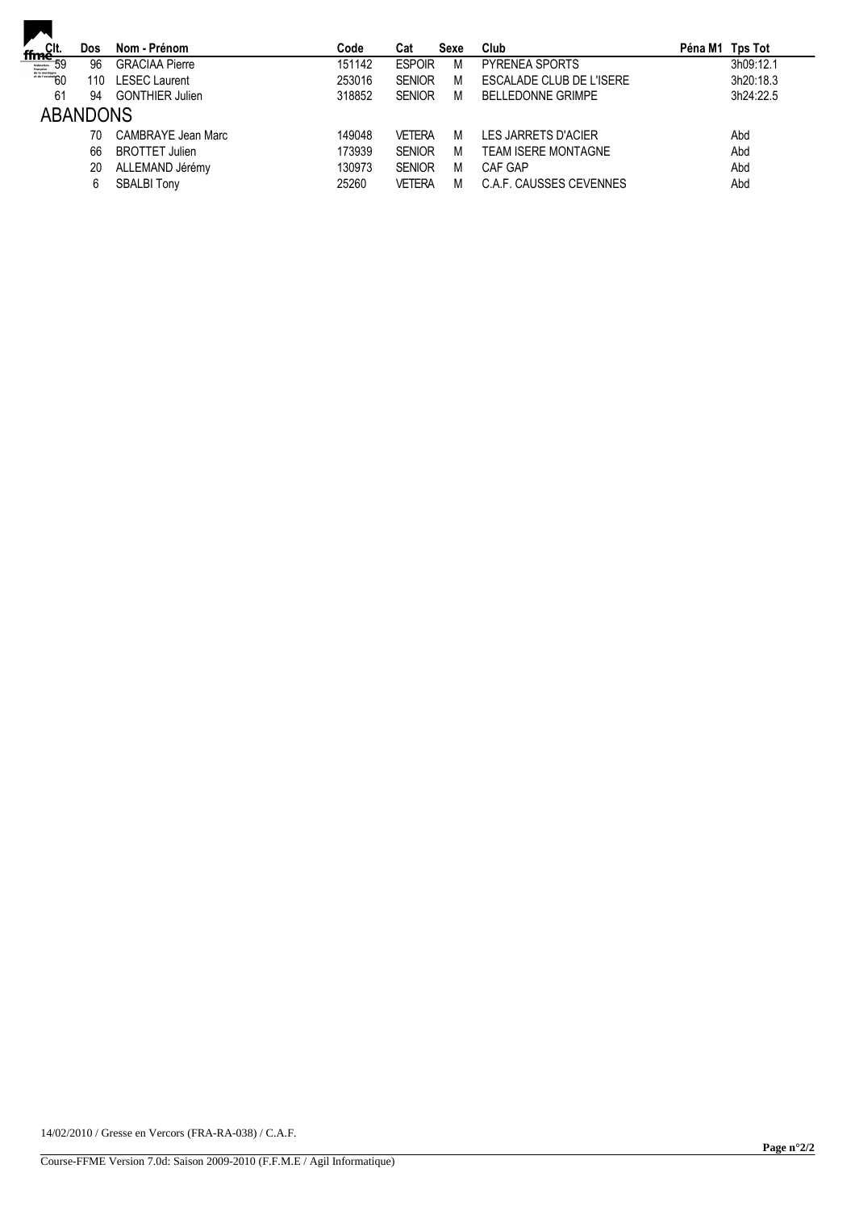| Clt. | Dos | Nom - Prénom | Code | Cat | Sexe | Club | Péna M1 | Tps Tot |
|---|---|---|---|---|---|---|---|---|
| 59 | 96 | GRACIAA Pierre | 151142 | ESPOIR | M | PYRENEA SPORTS | | 3h09:12.1 |
| 60 | 110 | LESEC Laurent | 253016 | SENIOR | M | ESCALADE CLUB DE L'ISERE | | 3h20:18.3 |
| 61 | 94 | GONTHIER Julien | 318852 | SENIOR | M | BELLEDONNE GRIMPE | | 3h24:22.5 |

## ABANDONS

| Clt. | Dos | Nom - Prénom | Code | Cat | Sexe | Club | Péna M1 | Tps Tot |
|---|---|---|---|---|---|---|---|---|
| | 70 | CAMBRAYE Jean Marc | 149048 | VETERA | M | LES JARRETS D'ACIER | | Abd |
| | 66 | BROTTET Julien | 173939 | SENIOR | M | TEAM ISERE MONTAGNE | | Abd |
| | 20 | ALLEMAND Jérémy | 130973 | SENIOR | M | CAF GAP | | Abd |
| | 6 | SBALBI Tony | 25260 | VETERA | M | C.A.F. CAUSSES CEVENNES | | Abd |

14/02/2010 / Gresse en Vercors (FRA-RA-038) / C.A.F.

Course-FFME Version 7.0d: Saison 2009-2010 (F.F.M.E / Agil Informatique)